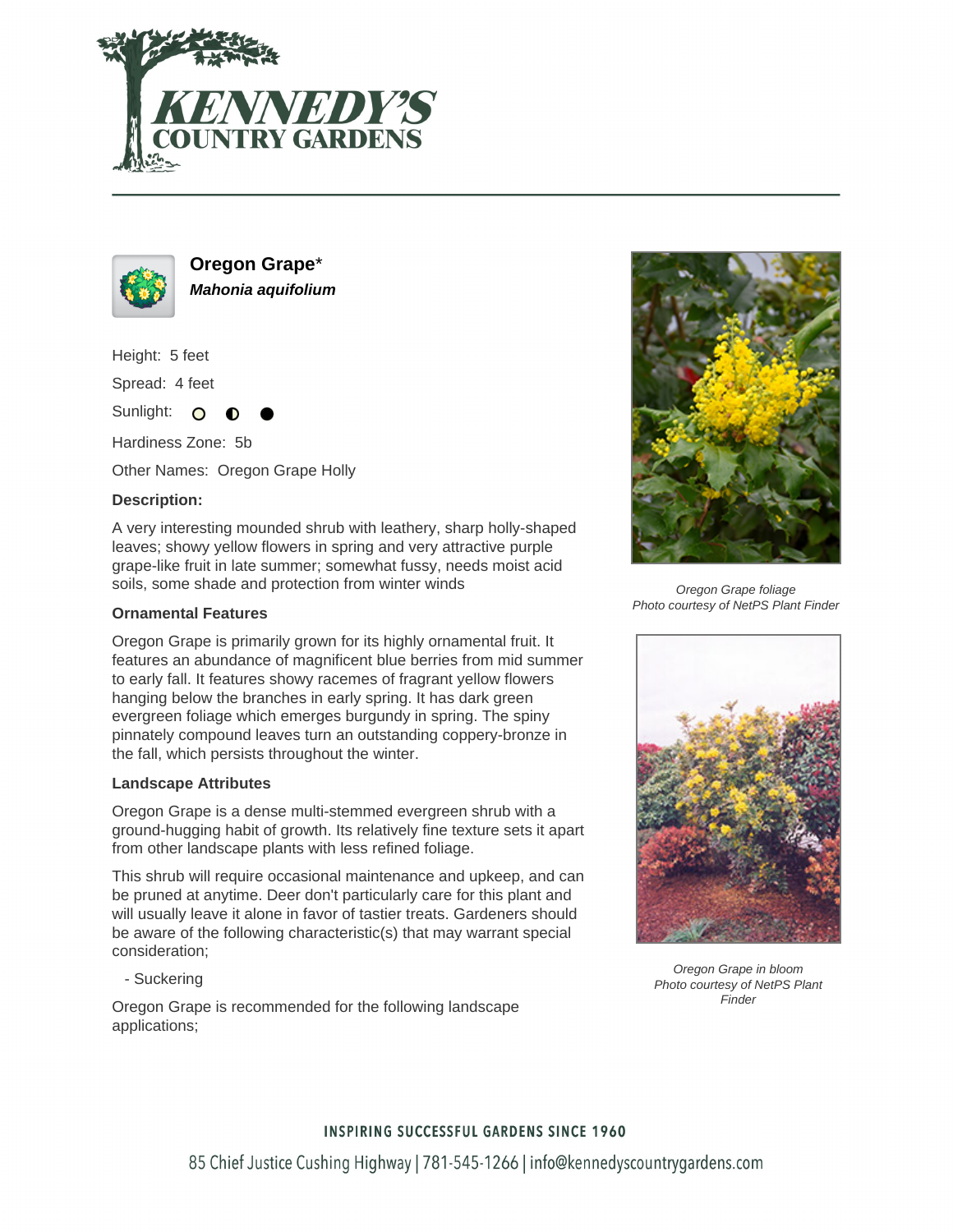# Oregon Grape*

***Mahonia aquifolium***

Height: 5 feet

Spread: 4 feet

Sunlight: ○ ◐ ●

Hardiness Zone: 5b

Other Names: Oregon Grape Holly

**Description:**

A very interesting mounded shrub with leathery, sharp holly-shaped leaves; showy yellow flowers in spring and very attractive purple grape-like fruit in late summer; somewhat fussy, needs moist acid soils, some shade and protection from winter winds

**Ornamental Features**

Oregon Grape is primarily grown for its highly ornamental fruit. It features an abundance of magnificent blue berries from mid summer to early fall. It features showy racemes of fragrant yellow flowers hanging below the branches in early spring. It has dark green evergreen foliage which emerges burgundy in spring. The spiny pinnately compound leaves turn an outstanding coppery-bronze in the fall, which persists throughout the winter.

**Landscape Attributes**

Oregon Grape is a dense multi-stemmed evergreen shrub with a ground-hugging habit of growth. Its relatively fine texture sets it apart from other landscape plants with less refined foliage.

This shrub will require occasional maintenance and upkeep, and can be pruned at anytime. Deer don't particularly care for this plant and will usually leave it alone in favor of tastier treats. Gardeners should be aware of the following characteristic(s) that may warrant special consideration;

- Suckering

Oregon Grape is recommended for the following landscape applications;

*Oregon Grape foliage*
*Photo courtesy of NetPS Plant Finder*

*Oregon Grape in bloom*
*Photo courtesy of NetPS Plant Finder*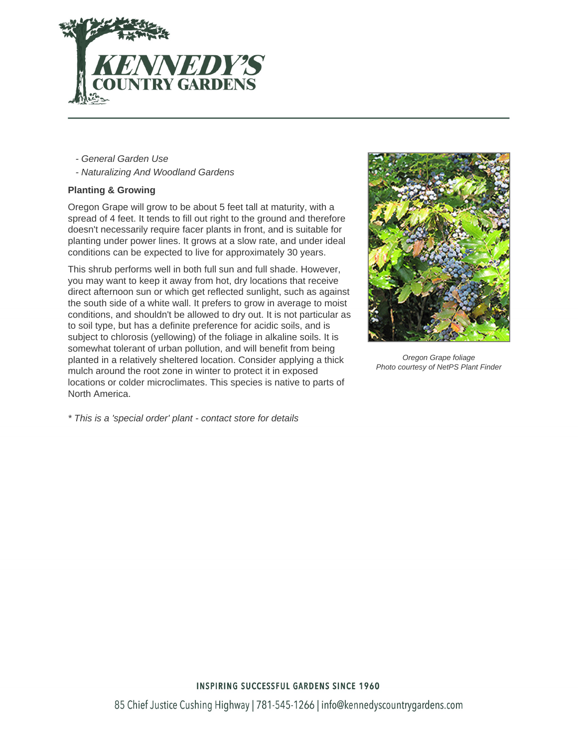- *General Garden Use*
- *Naturalizing And Woodland Gardens*

**Planting & Growing**

Oregon Grape will grow to be about 5 feet tall at maturity, with a spread of 4 feet. It tends to fill out right to the ground and therefore doesn't necessarily require facer plants in front, and is suitable for planting under power lines. It grows at a slow rate, and under ideal conditions can be expected to live for approximately 30 years.

This shrub performs well in both full sun and full shade. However, you may want to keep it away from hot, dry locations that receive direct afternoon sun or which get reflected sunlight, such as against the south side of a white wall. It prefers to grow in average to moist conditions, and shouldn't be allowed to dry out. It is not particular as to soil type, but has a definite preference for acidic soils, and is subject to chlorosis (yellowing) of the foliage in alkaline soils. It is somewhat tolerant of urban pollution, and will benefit from being planted in a relatively sheltered location. Consider applying a thick mulch around the root zone in winter to protect it in exposed locations or colder microclimates. This species is native to parts of North America.

*Oregon Grape foliage*
*Photo courtesy of NetPS Plant Finder*

*\* This is a 'special order' plant - contact store for details*